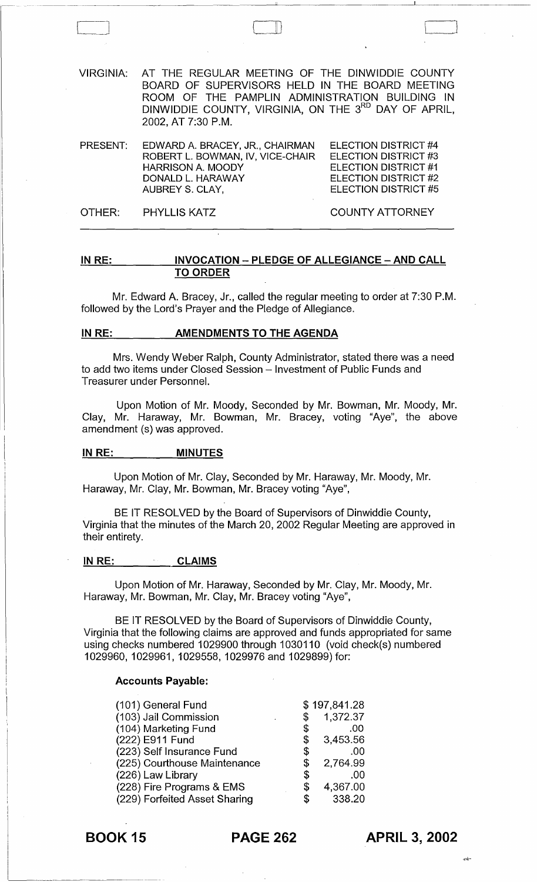VIRGINIA: AT THE REGULAR MEETING OF THE DINWIDDIE COUNTY BOARD OF SUPERVISORS HELD IN THE BOARD MEETING ROOM OF THE PAMPLIN ADMINISTRATION BUILDING IN DINWIDDIE COUNTY, VIRGINIA, ON THE 3RD DAY OF APRIL, 2002, AT 7:30 P.M.

| | | |
|---|---|---|
| PRESENT: | EDWARD A. BRACEY, JR., CHAIRMAN | ELECTION DISTRICT #4 |
| | ROBERT L. BOWMAN, IV, VICE-CHAIR | ELECTION DISTRICT #3 |
| | HARRISON A. MOODY | ELECTION DISTRICT #1 |
| | DONALD L. HARAWAY | ELECTION DISTRICT #2 |
| | AUBREY S. CLAY, | ELECTION DISTRICT #5 |
| OTHER: | PHYLLIS KATZ | COUNTY ATTORNEY |

## IN RE: INVOCATION – PLEDGE OF ALLEGIANCE – AND CALL TO ORDER

Mr. Edward A. Bracey, Jr., called the regular meeting to order at 7:30 P.M. followed by the Lord's Prayer and the Pledge of Allegiance.

## IN RE: AMENDMENTS TO THE AGENDA

Mrs. Wendy Weber Ralph, County Administrator, stated there was a need to add two items under Closed Session – Investment of Public Funds and Treasurer under Personnel.

Upon Motion of Mr. Moody, Seconded by Mr. Bowman, Mr. Moody, Mr. Clay, Mr. Haraway, Mr. Bowman, Mr. Bracey, voting "Aye", the above amendment (s) was approved.

## IN RE: MINUTES

Upon Motion of Mr. Clay, Seconded by Mr. Haraway, Mr. Moody, Mr. Haraway, Mr. Clay, Mr. Bowman, Mr. Bracey voting "Aye",

BE IT RESOLVED by the Board of Supervisors of Dinwiddie County, Virginia that the minutes of the March 20, 2002 Regular Meeting are approved in their entirety.

## IN RE: CLAIMS

Upon Motion of Mr. Haraway, Seconded by Mr. Clay, Mr. Moody, Mr. Haraway, Mr. Bowman, Mr. Clay, Mr. Bracey voting "Aye",

BE IT RESOLVED by the Board of Supervisors of Dinwiddie County, Virginia that the following claims are approved and funds appropriated for same using checks numbered 1029900 through 1030110 (void check(s) numbered 1029960, 1029961, 1029558, 1029976 and 1029899) for:

**Accounts Payable:**

| | |
|---|---|
| (101) General Fund | $ 197,841.28 |
| (103) Jail Commission | $ 1,372.37 |
| (104) Marketing Fund | $ .00 |
| (222) E911 Fund | $ 3,453.56 |
| (223) Self Insurance Fund | $ .00 |
| (225) Courthouse Maintenance | $ 2,764.99 |
| (226) Law Library | $ .00 |
| (228) Fire Programs & EMS | $ 4,367.00 |
| (229) Forfeited Asset Sharing | $ 338.20 |

BOOK 15 PAGE 262 APRIL 3, 2002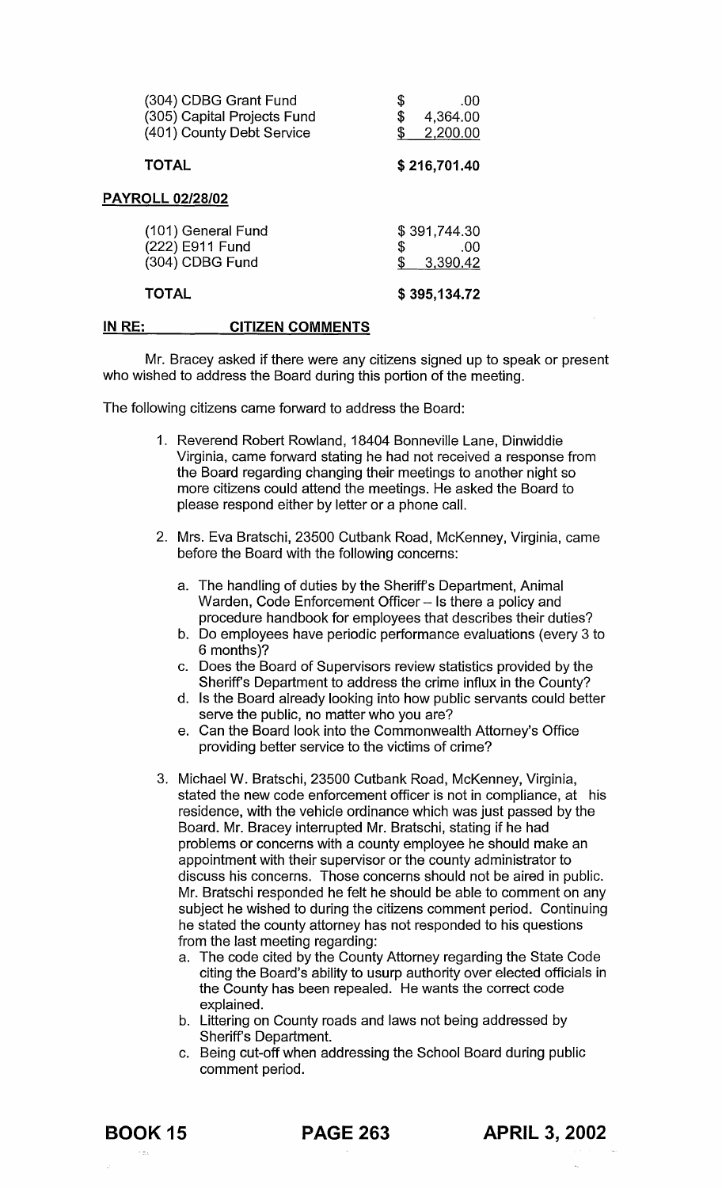| | |
|---|---|
| (304) CDBG Grant Fund | $ .00 |
| (305) Capital Projects Fund | $ 4,364.00 |
| (401) County Debt Service | $ 2,200.00 |
| **TOTAL** | **$ 216,701.40** |

**PAYROLL 02/28/02**

| | |
|---|---|
| (101) General Fund | $ 391,744.30 |
| (222) E911 Fund | $ .00 |
| (304) CDBG Fund | $ 3,390.42 |
| **TOTAL** | **$ 395,134.72** |

**IN RE: CITIZEN COMMENTS**

Mr. Bracey asked if there were any citizens signed up to speak or present who wished to address the Board during this portion of the meeting.

The following citizens came forward to address the Board:

1. Reverend Robert Rowland, 18404 Bonneville Lane, Dinwiddie Virginia, came forward stating he had not received a response from the Board regarding changing their meetings to another night so more citizens could attend the meetings. He asked the Board to please respond either by letter or a phone call.

2. Mrs. Eva Bratschi, 23500 Cutbank Road, McKenney, Virginia, came before the Board with the following concerns:

   a. The handling of duties by the Sheriff's Department, Animal Warden, Code Enforcement Officer – Is there a policy and procedure handbook for employees that describes their duties?
   b. Do employees have periodic performance evaluations (every 3 to 6 months)?
   c. Does the Board of Supervisors review statistics provided by the Sheriff's Department to address the crime influx in the County?
   d. Is the Board already looking into how public servants could better serve the public, no matter who you are?
   e. Can the Board look into the Commonwealth Attorney's Office providing better service to the victims of crime?

3. Michael W. Bratschi, 23500 Cutbank Road, McKenney, Virginia, stated the new code enforcement officer is not in compliance, at his residence, with the vehicle ordinance which was just passed by the Board. Mr. Bracey interrupted Mr. Bratschi, stating if he had problems or concerns with a county employee he should make an appointment with their supervisor or the county administrator to discuss his concerns. Those concerns should not be aired in public. Mr. Bratschi responded he felt he should be able to comment on any subject he wished to during the citizens comment period. Continuing he stated the county attorney has not responded to his questions from the last meeting regarding:
   a. The code cited by the County Attorney regarding the State Code citing the Board's ability to usurp authority over elected officials in the County has been repealed. He wants the correct code explained.
   b. Littering on County roads and laws not being addressed by Sheriff's Department.
   c. Being cut-off when addressing the School Board during public comment period.

BOOK 15 PAGE 263 APRIL 3, 2002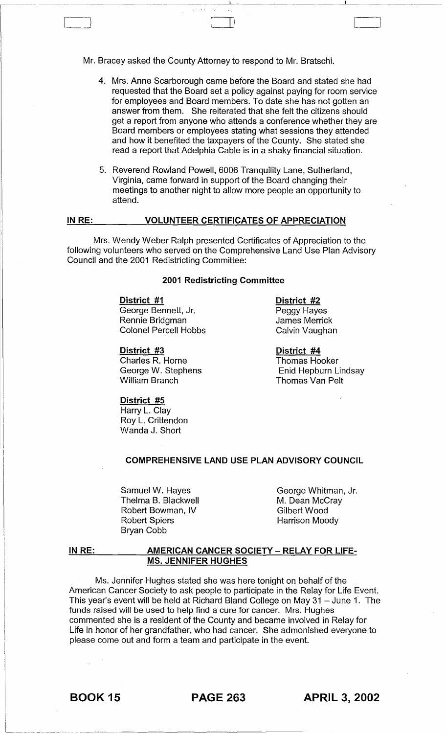Mr. Bracey asked the County Attorney to respond to Mr. Bratschi.

4. Mrs. Anne Scarborough came before the Board and stated she had requested that the Board set a policy against paying for room service for employees and Board members. To date she has not gotten an answer from them. She reiterated that she felt the citizens should get a report from anyone who attends a conference whether they are Board members or employees stating what sessions they attended and how it benefited the taxpayers of the County. She stated she read a report that Adelphia Cable is in a shaky financial situation.

5. Reverend Rowland Powell, 6006 Tranquility Lane, Sutherland, Virginia, came forward in support of the Board changing their meetings to another night to allow more people an opportunity to attend.

**IN RE: VOLUNTEER CERTIFICATES OF APPRECIATION**

Mrs. Wendy Weber Ralph presented Certificates of Appreciation to the following volunteers who served on the Comprehensive Land Use Plan Advisory Council and the 2001 Redistricting Committee:

**2001 Redistricting Committee**

**District #1**
George Bennett, Jr.
Rennie Bridgman
Colonel Percell Hobbs

**District #2**
Peggy Hayes
James Merrick
Calvin Vaughan

**District #3**
Charles R. Horne
George W. Stephens
William Branch

**District #4**
Thomas Hooker
Enid Hepburn Lindsay
Thomas Van Pelt

**District #5**
Harry L. Clay
Roy L. Crittendon
Wanda J. Short

**COMPREHENSIVE LAND USE PLAN ADVISORY COUNCIL**

Samuel W. Hayes
Thelma B. Blackwell
Robert Bowman, IV
Robert Spiers
Bryan Cobb
George Whitman, Jr.
M. Dean McCray
Gilbert Wood
Harrison Moody

**IN RE: AMERICAN CANCER SOCIETY – RELAY FOR LIFE-MS. JENNIFER HUGHES**

Ms. Jennifer Hughes stated she was here tonight on behalf of the American Cancer Society to ask people to participate in the Relay for Life Event. This year's event will be held at Richard Bland College on May 31 – June 1. The funds raised will be used to help find a cure for cancer. Mrs. Hughes commented she is a resident of the County and became involved in Relay for Life in honor of her grandfather, who had cancer. She admonished everyone to please come out and form a team and participate in the event.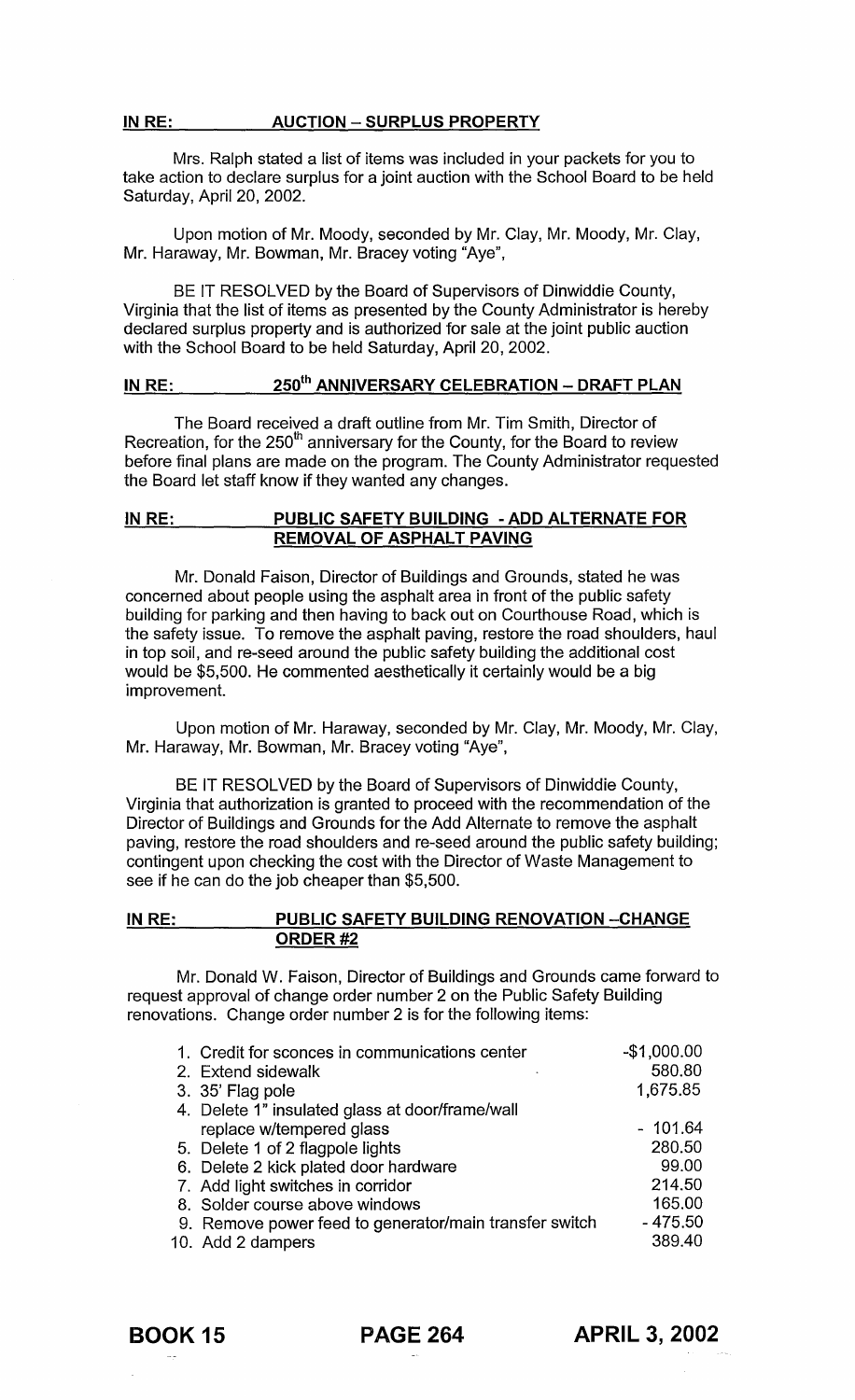**IN RE: AUCTION – SURPLUS PROPERTY**

Mrs. Ralph stated a list of items was included in your packets for you to take action to declare surplus for a joint auction with the School Board to be held Saturday, April 20, 2002.

Upon motion of Mr. Moody, seconded by Mr. Clay, Mr. Moody, Mr. Clay, Mr. Haraway, Mr. Bowman, Mr. Bracey voting "Aye",

BE IT RESOLVED by the Board of Supervisors of Dinwiddie County, Virginia that the list of items as presented by the County Administrator is hereby declared surplus property and is authorized for sale at the joint public auction with the School Board to be held Saturday, April 20, 2002.

**IN RE: 250th ANNIVERSARY CELEBRATION – DRAFT PLAN**

The Board received a draft outline from Mr. Tim Smith, Director of Recreation, for the 250th anniversary for the County, for the Board to review before final plans are made on the program. The County Administrator requested the Board let staff know if they wanted any changes.

**IN RE: PUBLIC SAFETY BUILDING - ADD ALTERNATE FOR REMOVAL OF ASPHALT PAVING**

Mr. Donald Faison, Director of Buildings and Grounds, stated he was concerned about people using the asphalt area in front of the public safety building for parking and then having to back out on Courthouse Road, which is the safety issue. To remove the asphalt paving, restore the road shoulders, haul in top soil, and re-seed around the public safety building the additional cost would be $5,500. He commented aesthetically it certainly would be a big improvement.

Upon motion of Mr. Haraway, seconded by Mr. Clay, Mr. Moody, Mr. Clay, Mr. Haraway, Mr. Bowman, Mr. Bracey voting "Aye",

BE IT RESOLVED by the Board of Supervisors of Dinwiddie County, Virginia that authorization is granted to proceed with the recommendation of the Director of Buildings and Grounds for the Add Alternate to remove the asphalt paving, restore the road shoulders and re-seed around the public safety building; contingent upon checking the cost with the Director of Waste Management to see if he can do the job cheaper than $5,500.

**IN RE: PUBLIC SAFETY BUILDING RENOVATION –CHANGE ORDER #2**

Mr. Donald W. Faison, Director of Buildings and Grounds came forward to request approval of change order number 2 on the Public Safety Building renovations. Change order number 2 is for the following items:

| Item | Amount |
|---|---|
| 1. Credit for sconces in communications center | -$1,000.00 |
| 2. Extend sidewalk | 580.80 |
| 3. 35' Flag pole | 1,675.85 |
| 4. Delete 1" insulated glass at door/frame/wall replace w/tempered glass | - 101.64 |
| 5. Delete 1 of 2 flagpole lights | 280.50 |
| 6. Delete 2 kick plated door hardware | 99.00 |
| 7. Add light switches in corridor | 214.50 |
| 8. Solder course above windows | 165.00 |
| 9. Remove power feed to generator/main transfer switch | - 475.50 |
| 10. Add 2 dampers | 389.40 |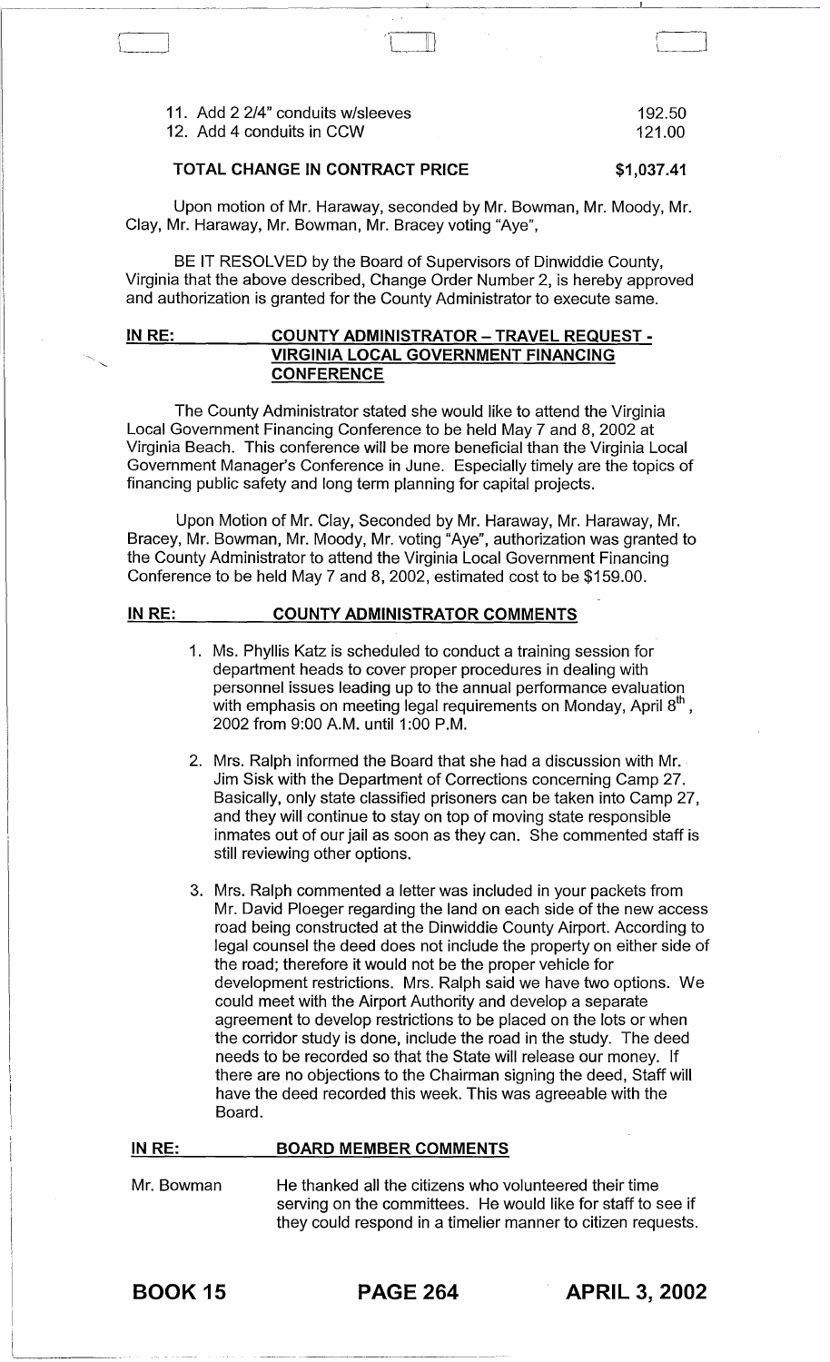| | |
|---|---|
| 11. Add 2 2/4" conduits w/sleeves | 192.50 |
| 12. Add 4 conduits in CCW | 121.00 |

**TOTAL CHANGE IN CONTRACT PRICE** **$1,037.41**

Upon motion of Mr. Haraway, seconded by Mr. Bowman, Mr. Moody, Mr. Clay, Mr. Haraway, Mr. Bowman, Mr. Bracey voting "Aye",

BE IT RESOLVED by the Board of Supervisors of Dinwiddie County, Virginia that the above described, Change Order Number 2, is hereby approved and authorization is granted for the County Administrator to execute same.

**IN RE: COUNTY ADMINISTRATOR – TRAVEL REQUEST - VIRGINIA LOCAL GOVERNMENT FINANCING CONFERENCE**

The County Administrator stated she would like to attend the Virginia Local Government Financing Conference to be held May 7 and 8, 2002 at Virginia Beach. This conference will be more beneficial than the Virginia Local Government Manager's Conference in June. Especially timely are the topics of financing public safety and long term planning for capital projects.

Upon Motion of Mr. Clay, Seconded by Mr. Haraway, Mr. Haraway, Mr. Bracey, Mr. Bowman, Mr. Moody, Mr. voting "Aye", authorization was granted to the County Administrator to attend the Virginia Local Government Financing Conference to be held May 7 and 8, 2002, estimated cost to be $159.00.

**IN RE: COUNTY ADMINISTRATOR COMMENTS**

1. Ms. Phyllis Katz is scheduled to conduct a training session for department heads to cover proper procedures in dealing with personnel issues leading up to the annual performance evaluation with emphasis on meeting legal requirements on Monday, April 8th, 2002 from 9:00 A.M. until 1:00 P.M.

2. Mrs. Ralph informed the Board that she had a discussion with Mr. Jim Sisk with the Department of Corrections concerning Camp 27. Basically, only state classified prisoners can be taken into Camp 27, and they will continue to stay on top of moving state responsible inmates out of our jail as soon as they can. She commented staff is still reviewing other options.

3. Mrs. Ralph commented a letter was included in your packets from Mr. David Ploeger regarding the land on each side of the new access road being constructed at the Dinwiddie County Airport. According to legal counsel the deed does not include the property on either side of the road; therefore it would not be the proper vehicle for development restrictions. Mrs. Ralph said we have two options. We could meet with the Airport Authority and develop a separate agreement to develop restrictions to be placed on the lots or when the corridor study is done, include the road in the study. The deed needs to be recorded so that the State will release our money. If there are no objections to the Chairman signing the deed, Staff will have the deed recorded this week. This was agreeable with the Board.

**IN RE: BOARD MEMBER COMMENTS**

Mr. Bowman — He thanked all the citizens who volunteered their time serving on the committees. He would like for staff to see if they could respond in a timelier manner to citizen requests.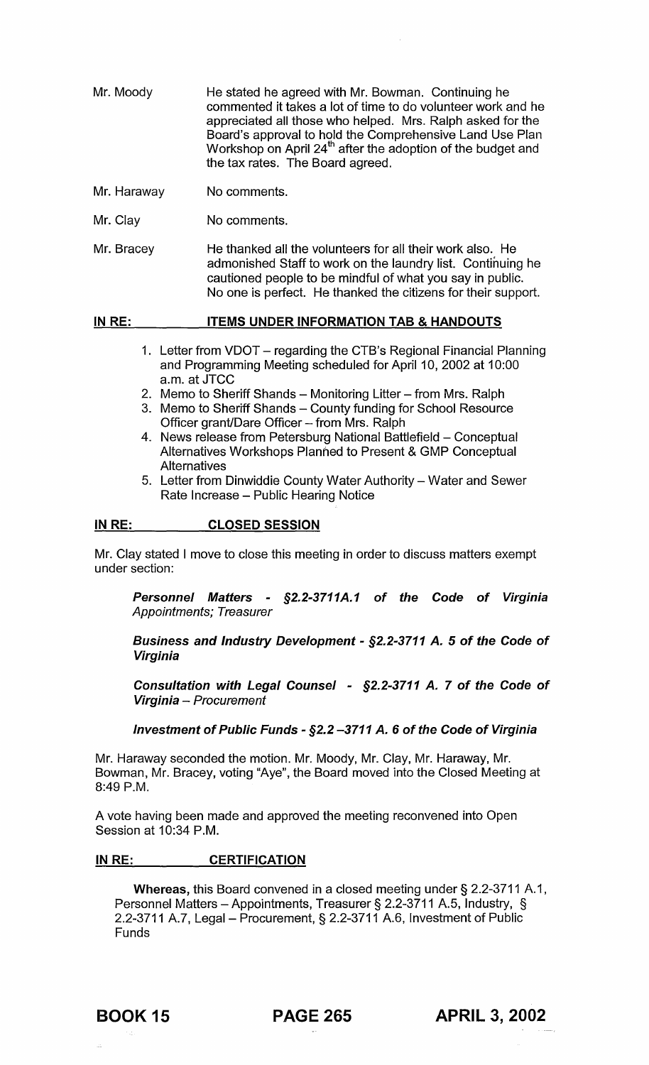Mr. Moody — He stated he agreed with Mr. Bowman. Continuing he commented it takes a lot of time to do volunteer work and he appreciated all those who helped. Mrs. Ralph asked for the Board's approval to hold the Comprehensive Land Use Plan Workshop on April 24th after the adoption of the budget and the tax rates. The Board agreed.

Mr. Haraway — No comments.

Mr. Clay — No comments.

Mr. Bracey — He thanked all the volunteers for all their work also. He admonished Staff to work on the laundry list. Continuing he cautioned people to be mindful of what you say in public. No one is perfect. He thanked the citizens for their support.

**IN RE: ITEMS UNDER INFORMATION TAB & HANDOUTS**

1. Letter from VDOT – regarding the CTB's Regional Financial Planning and Programming Meeting scheduled for April 10, 2002 at 10:00 a.m. at JTCC
2. Memo to Sheriff Shands – Monitoring Litter – from Mrs. Ralph
3. Memo to Sheriff Shands – County funding for School Resource Officer grant/Dare Officer – from Mrs. Ralph
4. News release from Petersburg National Battlefield – Conceptual Alternatives Workshops Planned to Present & GMP Conceptual Alternatives
5. Letter from Dinwiddie County Water Authority – Water and Sewer Rate Increase – Public Hearing Notice

**IN RE: CLOSED SESSION**

Mr. Clay stated I move to close this meeting in order to discuss matters exempt under section:

> ***Personnel Matters - §2.2-3711A.1 of the Code of Virginia*** *Appointments; Treasurer*
>
> ***Business and Industry Development - §2.2-3711 A. 5 of the Code of Virginia***
>
> ***Consultation with Legal Counsel - §2.2-3711 A. 7 of the Code of Virginia*** – *Procurement*
>
> ***Investment of Public Funds - §2.2 –3711 A. 6 of the Code of Virginia***

Mr. Haraway seconded the motion. Mr. Moody, Mr. Clay, Mr. Haraway, Mr. Bowman, Mr. Bracey, voting "Aye", the Board moved into the Closed Meeting at 8:49 P.M.

A vote having been made and approved the meeting reconvened into Open Session at 10:34 P.M.

**IN RE: CERTIFICATION**

**Whereas,** this Board convened in a closed meeting under § 2.2-3711 A.1, Personnel Matters – Appointments, Treasurer § 2.2-3711 A.5, Industry, § 2.2-3711 A.7, Legal – Procurement, § 2.2-3711 A.6, Investment of Public Funds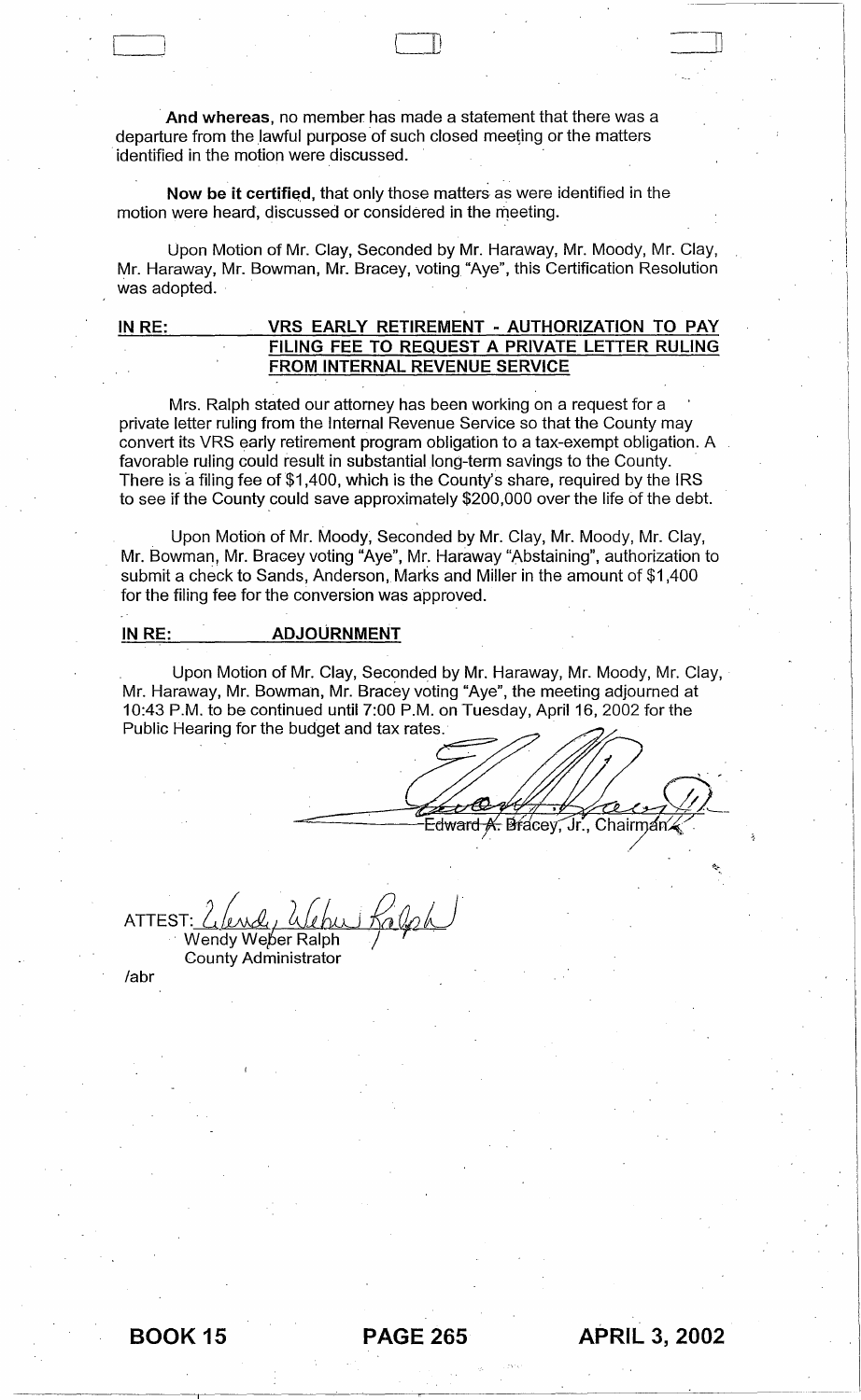**And whereas**, no member has made a statement that there was a departure from the lawful purpose of such closed meeting or the matters identified in the motion were discussed.

**Now be it certified**, that only those matters as were identified in the motion were heard, discussed or considered in the meeting.

Upon Motion of Mr. Clay, Seconded by Mr. Haraway, Mr. Moody, Mr. Clay, Mr. Haraway, Mr. Bowman, Mr. Bracey, voting "Aye", this Certification Resolution was adopted.

**IN RE: VRS EARLY RETIREMENT - AUTHORIZATION TO PAY FILING FEE TO REQUEST A PRIVATE LETTER RULING FROM INTERNAL REVENUE SERVICE**

Mrs. Ralph stated our attorney has been working on a request for a private letter ruling from the Internal Revenue Service so that the County may convert its VRS early retirement program obligation to a tax-exempt obligation. A favorable ruling could result in substantial long-term savings to the County. There is a filing fee of $1,400, which is the County's share, required by the IRS to see if the County could save approximately $200,000 over the life of the debt.

Upon Motion of Mr. Moody, Seconded by Mr. Clay, Mr. Moody, Mr. Clay, Mr. Bowman, Mr. Bracey voting "Aye", Mr. Haraway "Abstaining", authorization to submit a check to Sands, Anderson, Marks and Miller in the amount of $1,400 for the filing fee for the conversion was approved.

**IN RE: ADJOURNMENT**

Upon Motion of Mr. Clay, Seconded by Mr. Haraway, Mr. Moody, Mr. Clay, Mr. Haraway, Mr. Bowman, Mr. Bracey voting "Aye", the meeting adjourned at 10:43 P.M. to be continued until 7:00 P.M. on Tuesday, April 16, 2002 for the Public Hearing for the budget and tax rates.

Edward A. Bracey, Jr., Chairman

ATTEST: Wendy Weber Ralph
County Administrator

/abr

BOOK 15 PAGE 265 APRIL 3, 2002